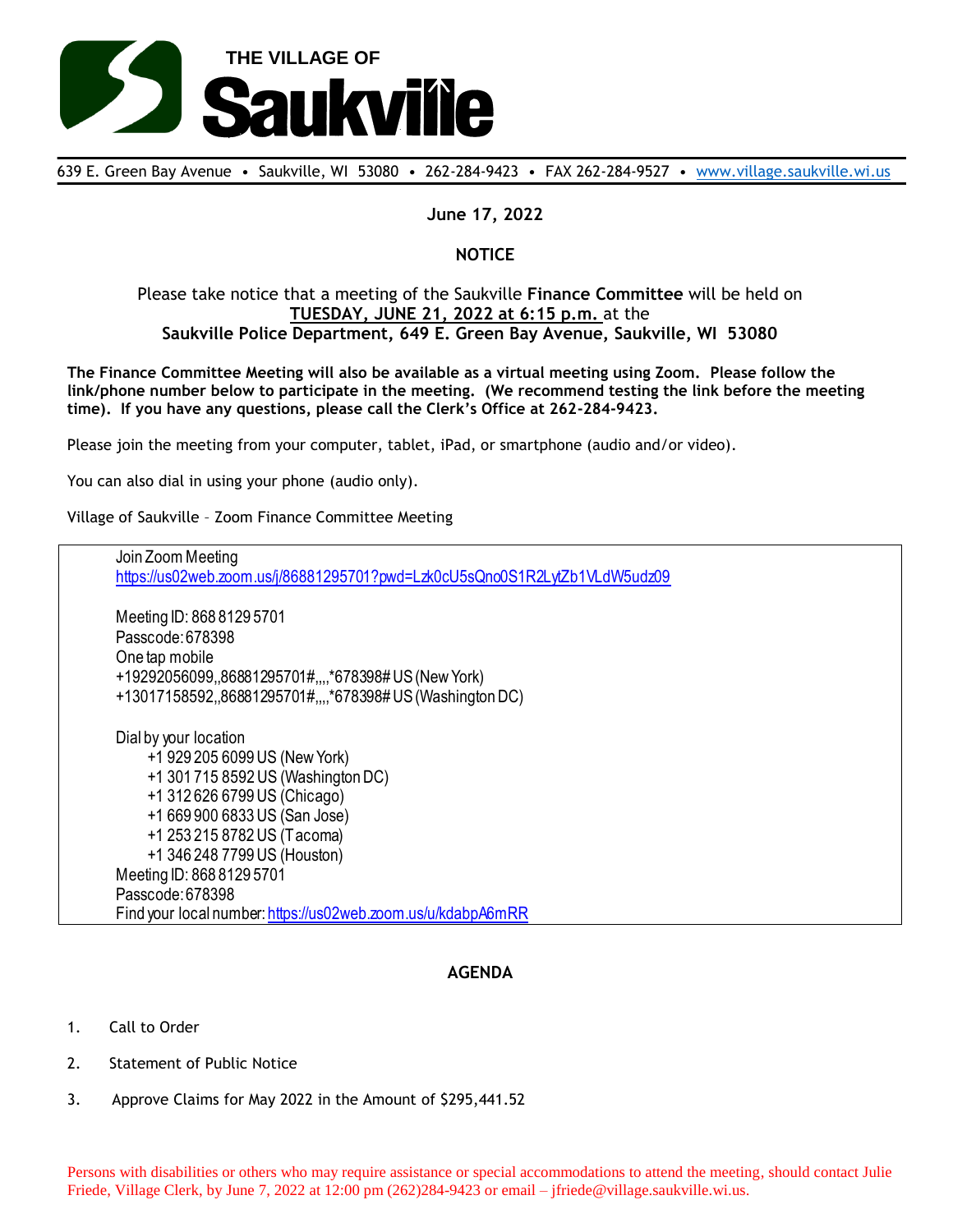# THE VILLAGE OF Saukville

639 E. Green Bay Avenue • Saukville, WI 53080 • 262-284-9423 • FAX 262-284-9527 • www.village.saukville.wi.us

**June 17, 2022**

**NOTICE**

Please take notice that a meeting of the Saukville **Finance Committee** will be held on **TUESDAY, JUNE 21, 2022 at 6:15 p.m.** at the **Saukville Police Department, 649 E. Green Bay Avenue, Saukville, WI 53080**

**The Finance Committee Meeting will also be available as a virtual meeting using Zoom. Please follow the link/phone number below to participate in the meeting. (We recommend testing the link before the meeting time). If you have any questions, please call the Clerk's Office at 262-284-9423.**

Please join the meeting from your computer, tablet, iPad, or smartphone (audio and/or video).

You can also dial in using your phone (audio only).

Village of Saukville – Zoom Finance Committee Meeting

Join Zoom Meeting
https://us02web.zoom.us/j/86881295701?pwd=Lzk0cU5sQno0S1R2LytZb1VLdW5udz09

Meeting ID: 868 8129 5701
Passcode: 678398
One tap mobile
+19292056099,,86881295701#,,,,*678398# US (New York)
+13017158592,,86881295701#,,,,*678398# US (Washington DC)

Dial by your location
- +1 929 205 6099 US (New York)
- +1 301 715 8592 US (Washington DC)
- +1 312 626 6799 US (Chicago)
- +1 669 900 6833 US (San Jose)
- +1 253 215 8782 US (Tacoma)
- +1 346 248 7799 US (Houston)

Meeting ID: 868 8129 5701
Passcode: 678398
Find your local number: https://us02web.zoom.us/u/kdabpA6mRR

**AGENDA**

1. Call to Order
2. Statement of Public Notice
3. Approve Claims for May 2022 in the Amount of $295,441.52

Persons with disabilities or others who may require assistance or special accommodations to attend the meeting, should contact Julie Friede, Village Clerk, by June 7, 2022 at 12:00 pm (262)284-9423 or email – jfriede@village.saukville.wi.us.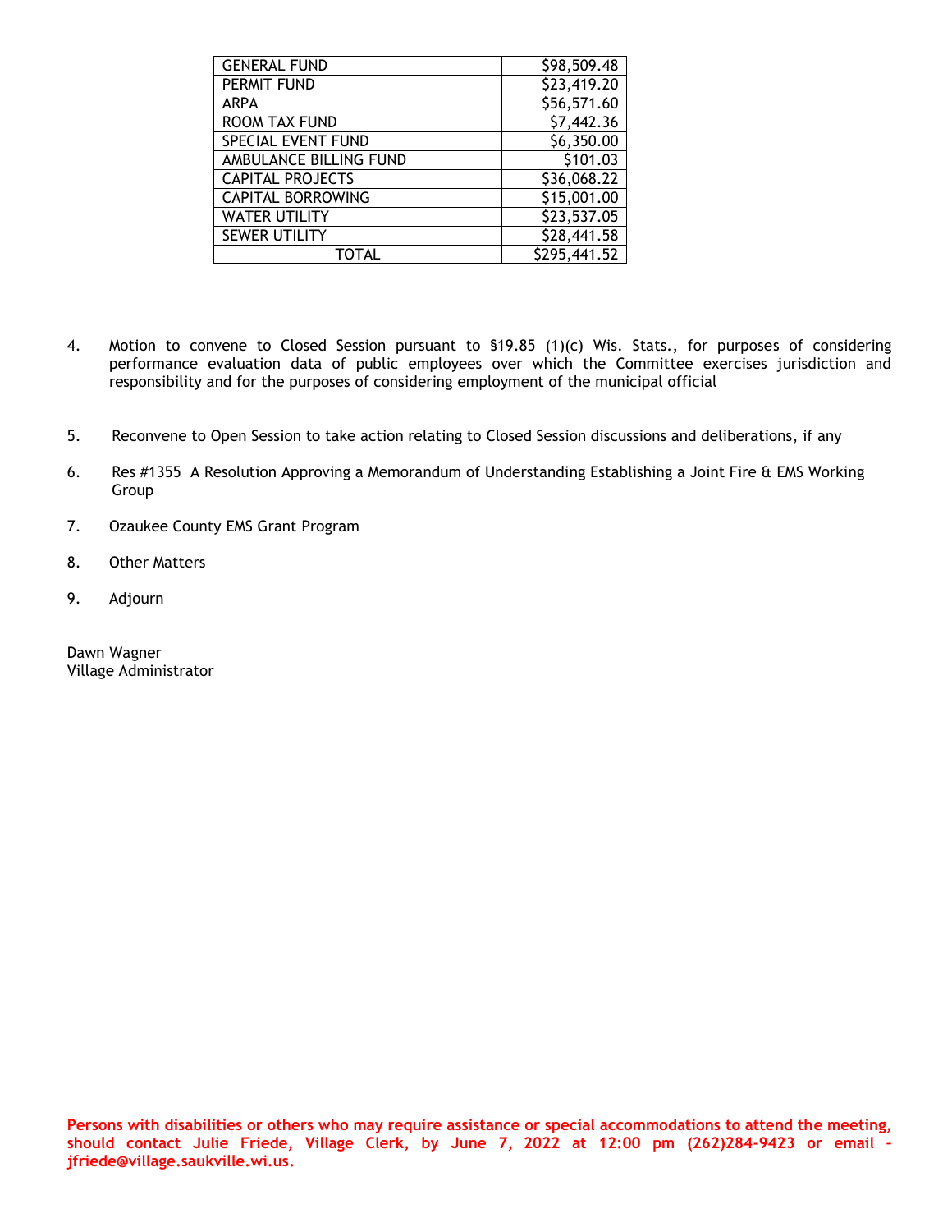| | |
|---|---|
| GENERAL FUND | $98,509.48 |
| PERMIT FUND | $23,419.20 |
| ARPA | $56,571.60 |
| ROOM TAX FUND | $7,442.36 |
| SPECIAL EVENT FUND | $6,350.00 |
| AMBULANCE BILLING FUND | $101.03 |
| CAPITAL PROJECTS | $36,068.22 |
| CAPITAL BORROWING | $15,001.00 |
| WATER UTILITY | $23,537.05 |
| SEWER UTILITY | $28,441.58 |
| TOTAL | $295,441.52 |

4. Motion to convene to Closed Session pursuant to §19.85 (1)(c) Wis. Stats., for purposes of considering performance evaluation data of public employees over which the Committee exercises jurisdiction and responsibility and for the purposes of considering employment of the municipal official

5. Reconvene to Open Session to take action relating to Closed Session discussions and deliberations, if any

6. Res #1355 A Resolution Approving a Memorandum of Understanding Establishing a Joint Fire & EMS Working Group

7. Ozaukee County EMS Grant Program

8. Other Matters

9. Adjourn

Dawn Wagner
Village Administrator

**Persons with disabilities or others who may require assistance or special accommodations to attend the meeting, should contact Julie Friede, Village Clerk, by June 7, 2022 at 12:00 pm (262)284-9423 or email – jfriede@village.saukville.wi.us.**